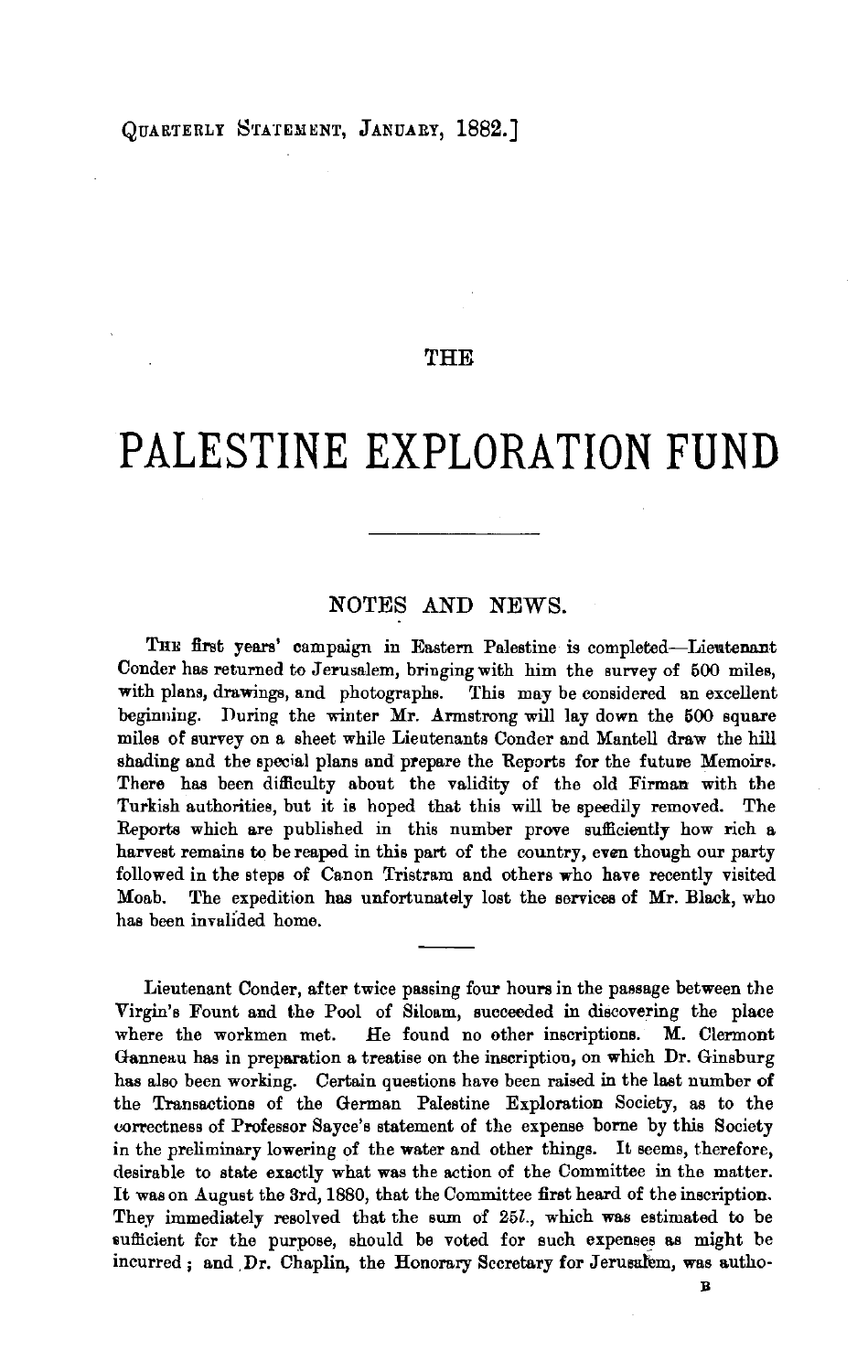QUARTERLY STATEMENT, JANUARY, 1882.]

THE

# PALESTINE EXPLORATION FUND

## NOTES AND NEWS.

THE first years' campaign in Eastern Palestine is completed—Lieutenant Conder has returned to Jerusalem, bringing with him the survey of 500 miles, with plans, drawings, and photographs. This may be considered an excellent beginning. During the winter Mr. Armstrong will lay down the 500 square miles of survey on a sheet while Lieutenants Conder and Mantell draw the hill shading and the special plans and prepare the Reports for the future Memoirs. There has been difficulty about the validity of the old Firman with the Turkish authorities, but it is hoped that this will be speedily removed. The Reports which are published in this number prove sufficiently how rich a harvest remains to be reaped in this part of the country, even though our party followed in the steps of Canon Tristram and others who have recently visited Moab. The expedition has unfortunately lost the services of Mr. Black, who has been invalided home.

---

Lieutenant Conder, after twice passing four hours in the passage between the Virgin's Fount and the Pool of Siloam, succeeded in discovering the place where the workmen met. He found no other inscriptions. M. Clermont Ganneau has in preparation a treatise on the inscription, on which Dr. Ginsburg has also been working. Certain questions have been raised in the last number of the Transactions of the German Palestine Exploration Society, as to the correctness of Professor Sayce's statement of the expense borne by this Society in the preliminary lowering of the water and other things. It seems, therefore, desirable to state exactly what was the action of the Committee in the matter. It was on August the 3rd, 1880, that the Committee first heard of the inscription. They immediately resolved that the sum of 25*l*., which was estimated to be sufficient for the purpose, should be voted for such expenses as might be incurred; and Dr. Chaplin, the Honorary Secretary for Jerusalem, was autho-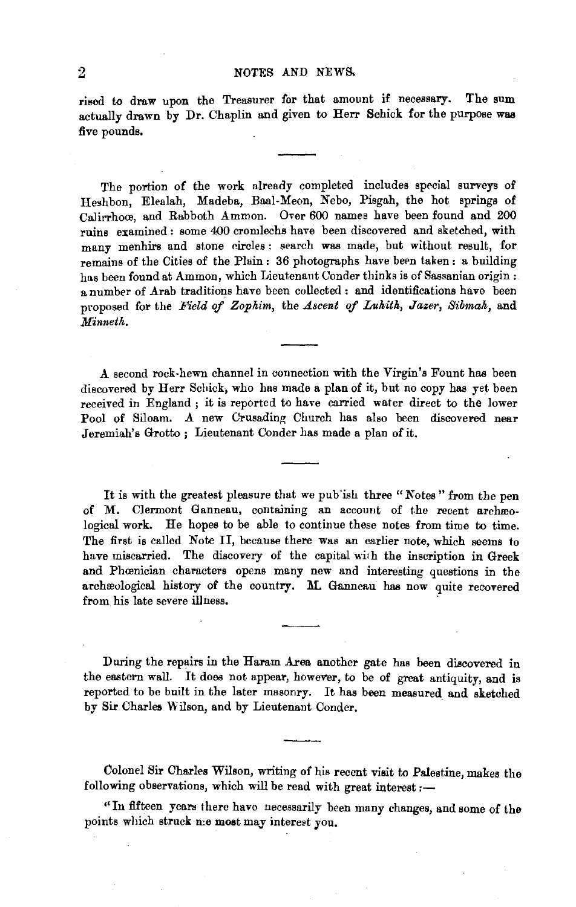rised to draw upon the Treasurer for that amount if necessary. The sum actually drawn by Dr. Chaplin and given to Herr Schick for the purpose was five pounds.

---

The portion of the work already completed includes special surveys of Heshbon, Elealah, Madeba, Baal-Meon, Nebo, Pisgah, the hot springs of Calirrhoœ, and Rabboth Ammon. Over 600 names have been found and 200 ruins examined: some 400 cromlechs have been discovered and sketched, with many menhirs and stone circles: search was made, but without result, for remains of the Cities of the Plain: 36 photographs have been taken: a building has been found at Ammon, which Lieutenant Conder thinks is of Sassanian origin: a number of Arab traditions have been collected: and identifications have been proposed for the *Field of Zophim*, the *Ascent of Luhith*, *Jazer*, *Sibmah*, and *Minneth*.

---

A second rock-hewn channel in connection with the Virgin's Fount has been discovered by Herr Schick, who has made a plan of it, but no copy has yet been received in England; it is reported to have carried water direct to the lower Pool of Siloam. A new Crusading Church has also been discovered near Jeremiah's Grotto; Lieutenant Conder has made a plan of it.

---

It is with the greatest pleasure that we publish three "Notes" from the pen of M. Clermont Ganneau, containing an account of the recent archæological work. He hopes to be able to continue these notes from time to time. The first is called Note II, because there was an earlier note, which seems to have miscarried. The discovery of the capital with the inscription in Greek and Phœnician characters opens many new and interesting questions in the archæological history of the country. M. Ganneau has now quite recovered from his late severe illness.

---

During the repairs in the Haram Area another gate has been discovered in the eastern wall. It does not appear, however, to be of great antiquity, and is reported to be built in the later masonry. It has been measured and sketched by Sir Charles Wilson, and by Lieutenant Conder.

---

Colonel Sir Charles Wilson, writing of his recent visit to Palestine, makes the following observations, which will be read with great interest:—

"In fifteen years there have necessarily been many changes, and some of the points which struck me most may interest you.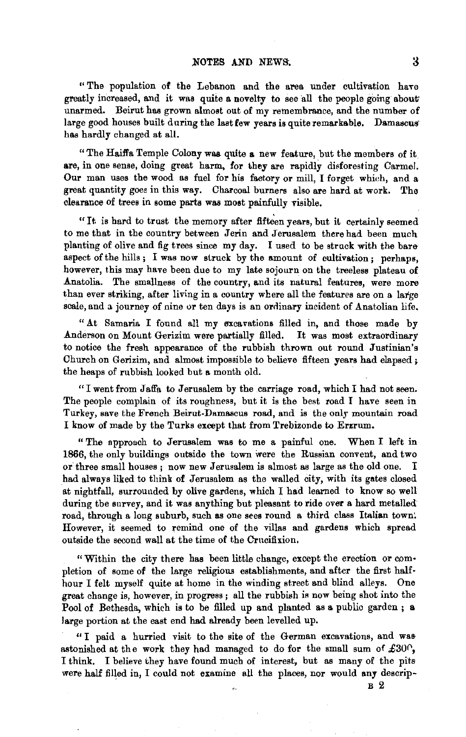"The population of the Lebanon and the area under cultivation have greatly increased, and it was quite a novelty to see all the people going about unarmed. Beirut has grown almost out of my remembrance, and the number of large good houses built during the last few years is quite remarkable. Damascus has hardly changed at all.

"The Haiffa Temple Colony was quite a new feature, but the members of it are, in one sense, doing great harm, for they are rapidly disforesting Carmel. Our man uses the wood as fuel for his factory or mill, I forget which, and a great quantity goes in this way. Charcoal burners also are hard at work. The clearance of trees in some parts was most painfully visible.

"It is hard to trust the memory after fifteen years, but it certainly seemed to me that in the country between Jerin and Jerusalem there had been much planting of olive and fig trees since my day. I used to be struck with the bare aspect of the hills; I was now struck by the amount of cultivation; perhaps, however, this may have been due to my late sojourn on the treeless plateau of Anatolia. The smallness of the country, and its natural features, were more than ever striking, after living in a country where all the features are on a large scale, and a journey of nine or ten days is an ordinary incident of Anatolian life.

"At Samaria I found all my excavations filled in, and those made by Anderson on Mount Gerizim were partially filled. It was most extraordinary to notice the fresh appearance of the rubbish thrown out round Justinian's Church on Gerizim, and almost impossible to believe fifteen years had elapsed; the heaps of rubbish looked but a month old.

"I went from Jaffa to Jerusalem by the carriage road, which I had not seen. The people complain of its roughness, but it is the best road I have seen in Turkey, save the French Beirut-Damascus road, and is the only mountain road I know of made by the Turks except that from Trebizonde to Erzrum.

"The approach to Jerusalem was to me a painful one. When I left in 1866, the only buildings outside the town were the Russian convent, and two or three small houses; now new Jerusalem is almost as large as the old one. I had always liked to think of Jerusalem as the walled city, with its gates closed at nightfall, surrounded by olive gardens, which I had learned to know so well during the survey, and it was anything but pleasant to ride over a hard metalled road, through a long suburb, such as one sees round a third class Italian town. However, it seemed to remind one of the villas and gardens which spread outside the second wall at the time of the Crucifixion.

"Within the city there has been little change, except the erection or completion of some of the large religious establishments, and after the first half-hour I felt myself quite at home in the winding street and blind alleys. One great change is, however, in progress; all the rubbish is now being shot into the Pool of Bethesda, which is to be filled up and planted as a public garden; a large portion at the east end had already been levelled up.

"I paid a hurried visit to the site of the German excavations, and was astonished at the work they had managed to do for the small sum of £300, I think. I believe they have found much of interest, but as many of the pits were half filled in, I could not examine all the places, nor would any descrip-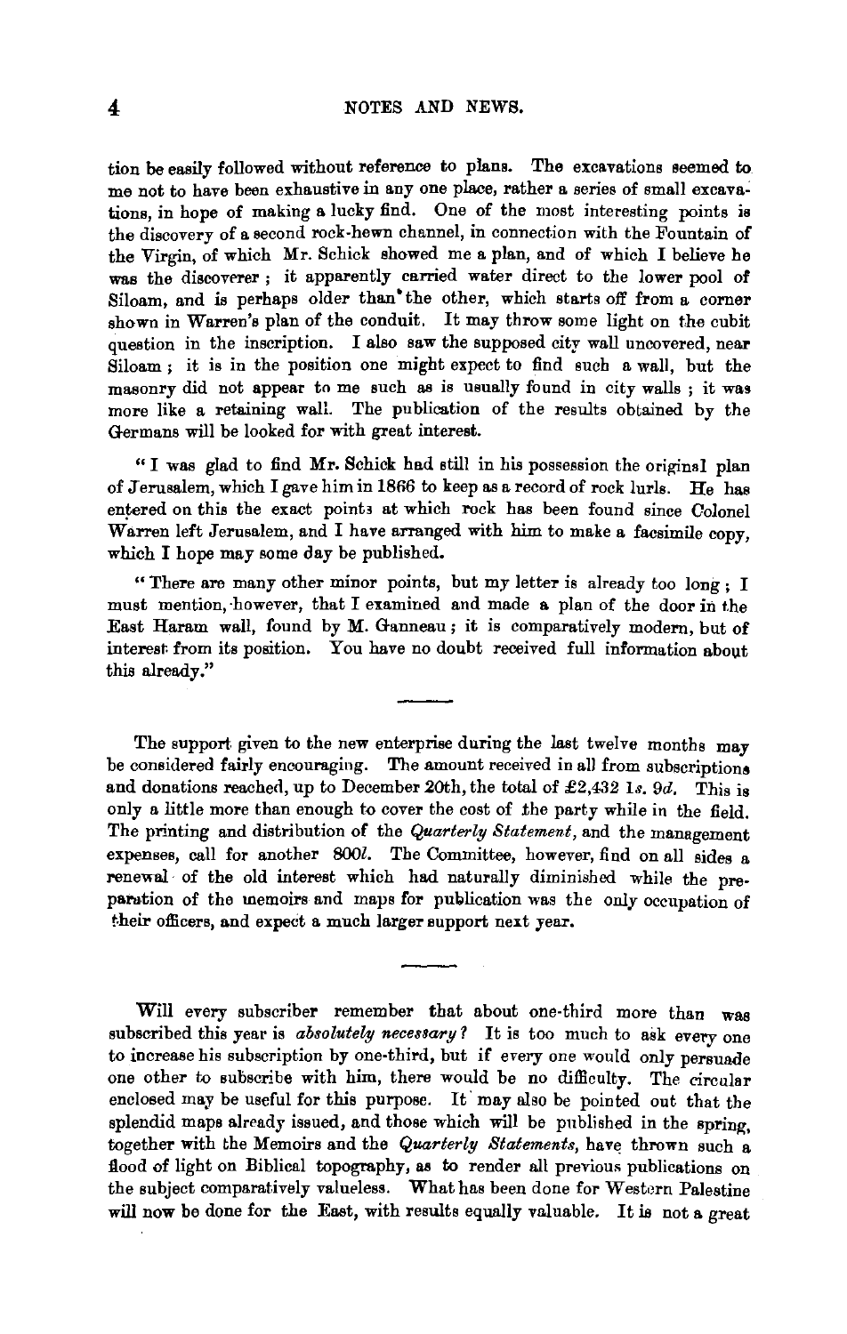tion be easily followed without reference to plans. The excavations seemed to me not to have been exhaustive in any one place, rather a series of small excavations, in hope of making a lucky find. One of the most interesting points is the discovery of a second rock-hewn channel, in connection with the Fountain of the Virgin, of which Mr. Schick showed me a plan, and of which I believe he was the discoverer; it apparently carried water direct to the lower pool of Siloam, and is perhaps older than the other, which starts off from a corner shown in Warren's plan of the conduit. It may throw some light on the cubit question in the inscription. I also saw the supposed city wall uncovered, near Siloam; it is in the position one might expect to find such a wall, but the masonry did not appear to me such as is usually found in city walls; it was more like a retaining wall. The publication of the results obtained by the Germans will be looked for with great interest.

"I was glad to find Mr. Schick had still in his possession the original plan of Jerusalem, which I gave him in 1866 to keep as a record of rock lurls. He has entered on this the exact points at which rock has been found since Colonel Warren left Jerusalem, and I have arranged with him to make a facsimile copy, which I hope may some day be published.

"There are many other minor points, but my letter is already too long; I must mention, however, that I examined and made a plan of the door in the East Haram wall, found by M. Ganneau; it is comparatively modern, but of interest from its position. You have no doubt received full information about this already."

---

The support given to the new enterprise during the last twelve months may be considered fairly encouraging. The amount received in all from subscriptions and donations reached, up to December 20th, the total of £2,432 1*s.* 9*d.* This is only a little more than enough to cover the cost of the party while in the field. The printing and distribution of the *Quarterly Statement*, and the management expenses, call for another 800*l.* The Committee, however, find on all sides a renewal of the old interest which had naturally diminished while the preparation of the memoirs and maps for publication was the only occupation of their officers, and expect a much larger support next year.

---

Will every subscriber remember that about one-third more than was subscribed this year is *absolutely necessary?* It is too much to ask every one to increase his subscription by one-third, but if every one would only persuade one other to subscribe with him, there would be no difficulty. The circular enclosed may be useful for this purpose. It may also be pointed out that the splendid maps already issued, and those which will be published in the spring, together with the Memoirs and the *Quarterly Statements*, have thrown such a flood of light on Biblical topography, as to render all previous publications on the subject comparatively valueless. What has been done for Western Palestine will now be done for the East, with results equally valuable. It is not a great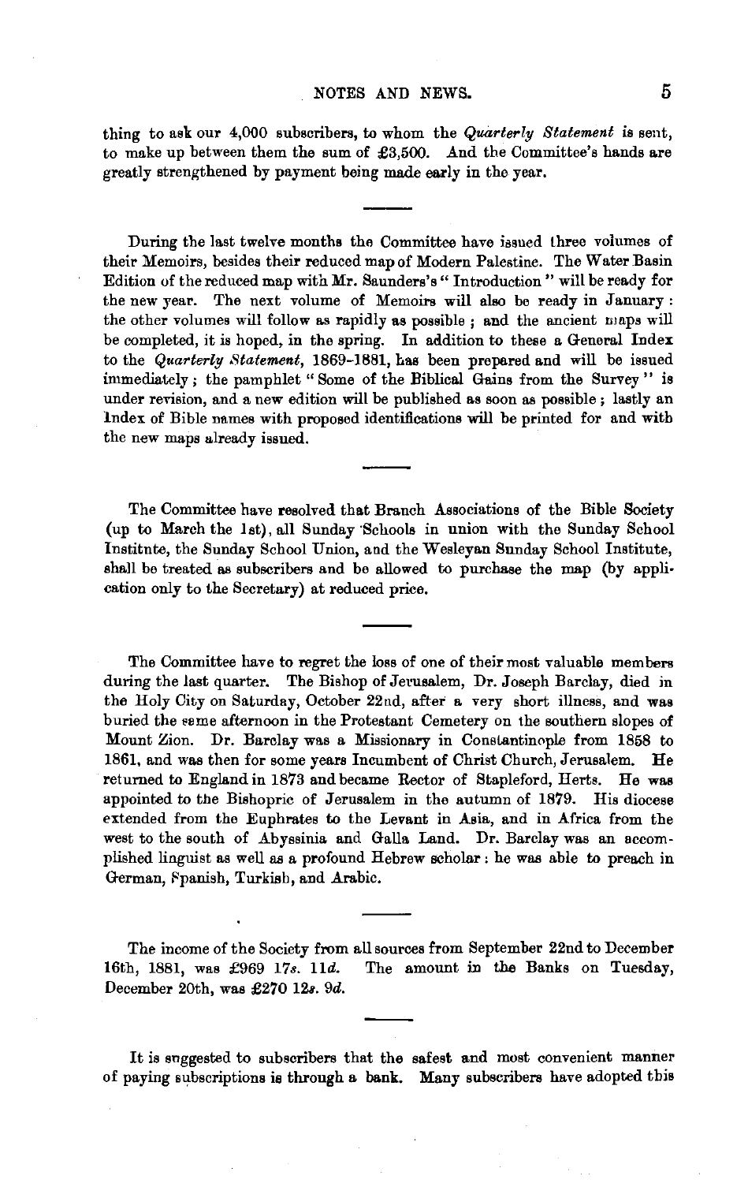thing to ask our 4,000 subscribers, to whom the *Quarterly Statement* is sent, to make up between them the sum of £3,500. And the Committee's hands are greatly strengthened by payment being made early in the year.

During the last twelve months the Committee have issued three volumes of their Memoirs, besides their reduced map of Modern Palestine. The Water Basin Edition of the reduced map with Mr. Saunders's "Introduction" will be ready for the new year. The next volume of Memoirs will also be ready in January: the other volumes will follow as rapidly as possible; and the ancient maps will be completed, it is hoped, in the spring. In addition to these a General Index to the *Quarterly Statement*, 1869-1881, has been prepared and will be issued immediately; the pamphlet "Some of the Biblical Gains from the Survey" is under revision, and a new edition will be published as soon as possible; lastly an Index of Bible names with proposed identifications will be printed for and with the new maps already issued.

The Committee have resolved that Branch Associations of the Bible Society (up to March the 1st), all Sunday Schools in union with the Sunday School Institute, the Sunday School Union, and the Wesleyan Sunday School Institute, shall be treated as subscribers and be allowed to purchase the map (by application only to the Secretary) at reduced price.

The Committee have to regret the loss of one of their most valuable members during the last quarter. The Bishop of Jerusalem, Dr. Joseph Barclay, died in the Holy City on Saturday, October 22nd, after a very short illness, and was buried the same afternoon in the Protestant Cemetery on the southern slopes of Mount Zion. Dr. Barclay was a Missionary in Constantinople from 1858 to 1861, and was then for some years Incumbent of Christ Church, Jerusalem. He returned to England in 1873 and became Rector of Stapleford, Herts. He was appointed to the Bishopric of Jerusalem in the autumn of 1879. His diocese extended from the Euphrates to the Levant in Asia, and in Africa from the west to the south of Abyssinia and Galla Land. Dr. Barclay was an accomplished linguist as well as a profound Hebrew scholar: he was able to preach in German, Spanish, Turkish, and Arabic.

The income of the Society from all sources from September 22nd to December 16th, 1881, was £969 17*s.* 11*d.* The amount in the Banks on Tuesday, December 20th, was £270 12*s.* 9*d.*

It is suggested to subscribers that the safest and most convenient manner of paying subscriptions is through a bank. Many subscribers have adopted this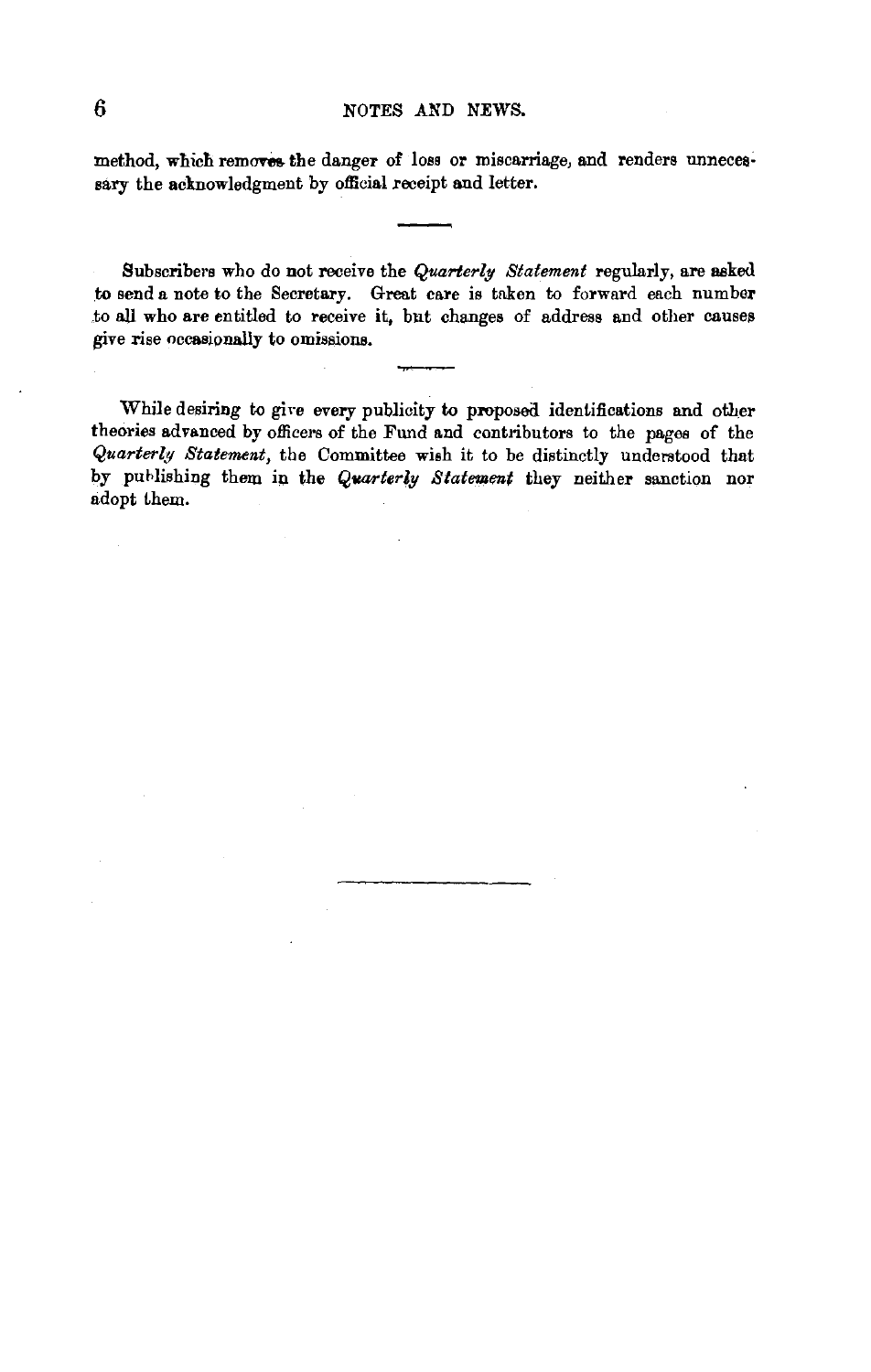method, which removes the danger of loss or miscarriage, and renders unnecessary the acknowledgment by official receipt and letter.

---

Subscribers who do not receive the *Quarterly Statement* regularly, are asked to send a note to the Secretary. Great care is taken to forward each number to all who are entitled to receive it, but changes of address and other causes give rise occasionally to omissions.

---

While desiring to give every publicity to proposed identifications and other theories advanced by officers of the Fund and contributors to the pages of the *Quarterly Statement*, the Committee wish it to be distinctly understood that by publishing them in the *Quarterly Statement* they neither sanction nor adopt them.

---